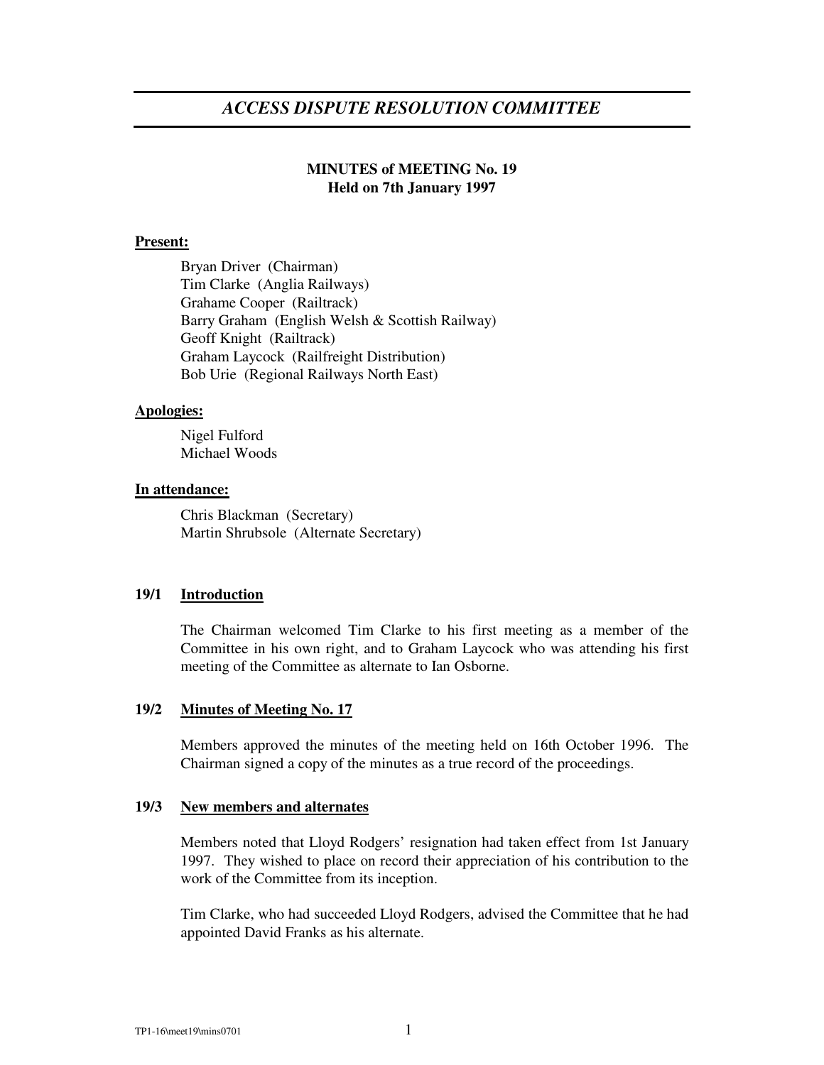# *ACCESS DISPUTE RESOLUTION COMMITTEE*

**MINUTES of MEETING No. 19**
**Held on 7th January 1997**

**Present:**

Bryan Driver (Chairman)
Tim Clarke (Anglia Railways)
Grahame Cooper (Railtrack)
Barry Graham (English Welsh & Scottish Railway)
Geoff Knight (Railtrack)
Graham Laycock (Railfreight Distribution)
Bob Urie (Regional Railways North East)

**Apologies:**

Nigel Fulford
Michael Woods

**In attendance:**

Chris Blackman (Secretary)
Martin Shrubsole (Alternate Secretary)

## 19/1 Introduction

The Chairman welcomed Tim Clarke to his first meeting as a member of the Committee in his own right, and to Graham Laycock who was attending his first meeting of the Committee as alternate to Ian Osborne.

## 19/2 Minutes of Meeting No. 17

Members approved the minutes of the meeting held on 16th October 1996. The Chairman signed a copy of the minutes as a true record of the proceedings.

## 19/3 New members and alternates

Members noted that Lloyd Rodgers' resignation had taken effect from 1st January 1997. They wished to place on record their appreciation of his contribution to the work of the Committee from its inception.

Tim Clarke, who had succeeded Lloyd Rodgers, advised the Committee that he had appointed David Franks as his alternate.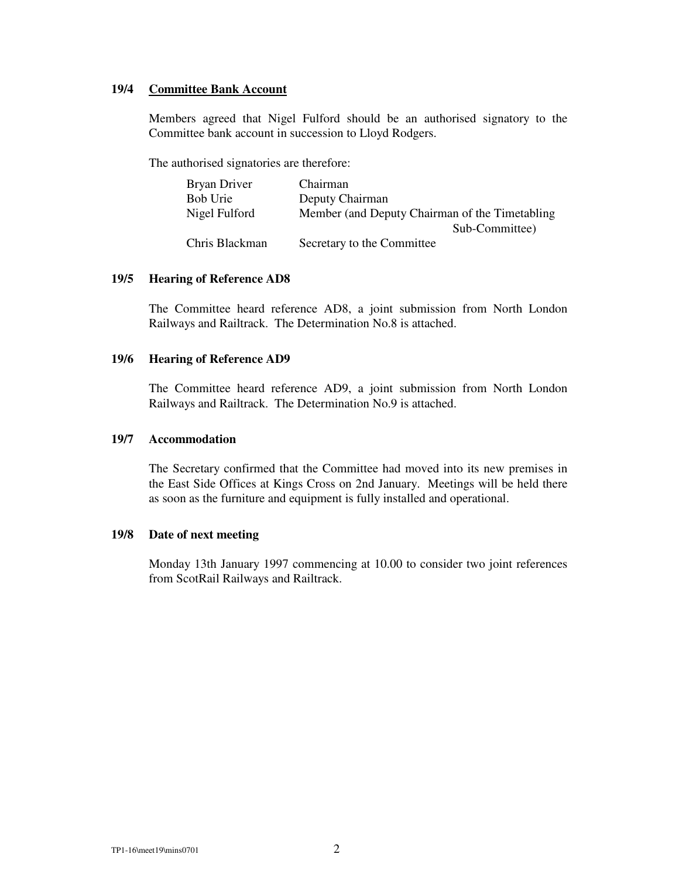### 19/4 Committee Bank Account

Members agreed that Nigel Fulford should be an authorised signatory to the Committee bank account in succession to Lloyd Rodgers.

The authorised signatories are therefore:

| | |
|---|---|
| Bryan Driver | Chairman |
| Bob Urie | Deputy Chairman |
| Nigel Fulford | Member (and Deputy Chairman of the Timetabling Sub-Committee) |
| Chris Blackman | Secretary to the Committee |

### 19/5 Hearing of Reference AD8

The Committee heard reference AD8, a joint submission from North London Railways and Railtrack. The Determination No.8 is attached.

### 19/6 Hearing of Reference AD9

The Committee heard reference AD9, a joint submission from North London Railways and Railtrack. The Determination No.9 is attached.

### 19/7 Accommodation

The Secretary confirmed that the Committee had moved into its new premises in the East Side Offices at Kings Cross on 2nd January. Meetings will be held there as soon as the furniture and equipment is fully installed and operational.

### 19/8 Date of next meeting

Monday 13th January 1997 commencing at 10.00 to consider two joint references from ScotRail Railways and Railtrack.

TP1-16\meet19\mins0701